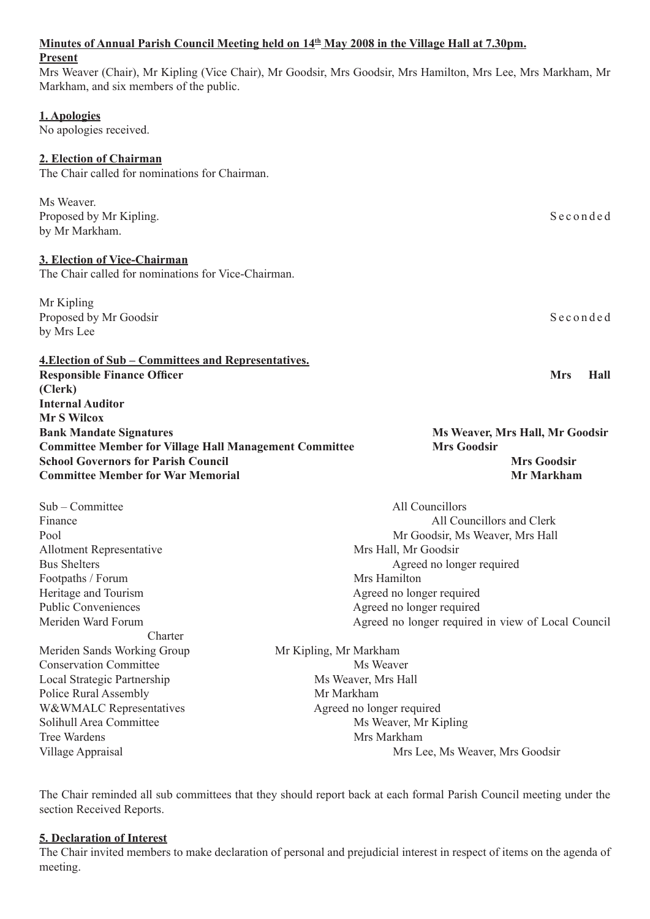**Minutes of Annual Parish Council Meeting held on 14th May 2008 in the Village Hall at 7.30pm.**

**Present**

Mrs Weaver (Chair), Mr Kipling (Vice Chair), Mr Goodsir, Mrs Goodsir, Mrs Hamilton, Mrs Lee, Mrs Markham, Mr Markham, and six members of the public.

**1. Apologies**

No apologies received.

**2. Election of Chairman**

The Chair called for nominations for Chairman.

Ms Weaver.
Proposed by Mr Kipling. Seconded by Mr Markham.

**3. Election of Vice-Chairman**

The Chair called for nominations for Vice-Chairman.

Mr Kipling
Proposed by Mr Goodsir Seconded by Mrs Lee

**4. Election of Sub – Committees and Representatives.**

| | |
|---|---|
| **Responsible Finance Officer (Clerk)** | **Mrs Hall** |
| **Internal Auditor** | **Mr S Wilcox** |
| **Bank Mandate Signatures** | **Ms Weaver, Mrs Hall, Mr Goodsir** |
| **Committee Member for Village Hall Management Committee** | **Mrs Goodsir** |
| **School Governors for Parish Council** | **Mrs Goodsir** |
| **Committee Member for War Memorial** | **Mr Markham** |

| | |
|---|---|
| Sub – Committee | All Councillors |
| Finance | All Councillors and Clerk |
| Pool | Mr Goodsir, Ms Weaver, Mrs Hall |
| Allotment Representative | Mrs Hall, Mr Goodsir |
| Bus Shelters | Agreed no longer required |
| Footpaths / Forum | Mrs Hamilton |
| Heritage and Tourism | Agreed no longer required |
| Public Conveniences | Agreed no longer required |
| Meriden Ward Forum | Agreed no longer required in view of Local Council Charter |
| Meriden Sands Working Group | Mr Kipling, Mr Markham |
| Conservation Committee | Ms Weaver |
| Local Strategic Partnership | Ms Weaver, Mrs Hall |
| Police Rural Assembly | Mr Markham |
| W&WMALC Representatives | Agreed no longer required |
| Solihull Area Committee | Ms Weaver, Mr Kipling |
| Tree Wardens | Mrs Markham |
| Village Appraisal | Mrs Lee, Ms Weaver, Mrs Goodsir |

The Chair reminded all sub committees that they should report back at each formal Parish Council meeting under the section Received Reports.

**5. Declaration of Interest**

The Chair invited members to make declaration of personal and prejudicial interest in respect of items on the agenda of meeting.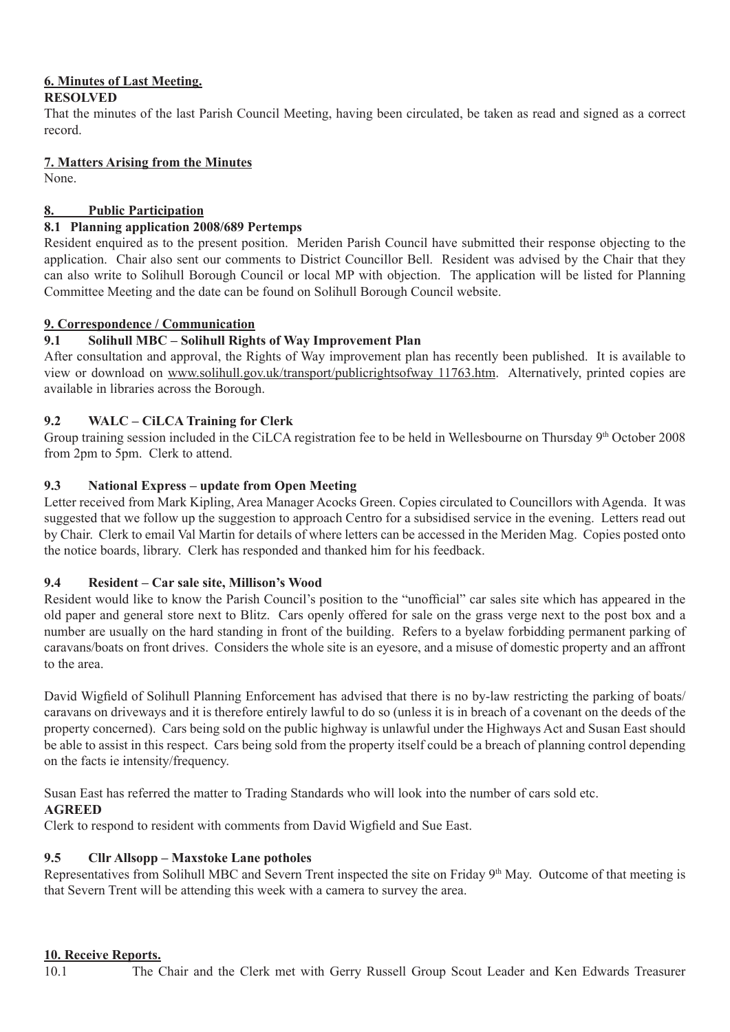**6. Minutes of Last Meeting.**

**RESOLVED**

That the minutes of the last Parish Council Meeting, having been circulated, be taken as read and signed as a correct record.

**7. Matters Arising from the Minutes**

None.

**8. Public Participation**

**8.1 Planning application 2008/689 Pertemps**

Resident enquired as to the present position. Meriden Parish Council have submitted their response objecting to the application. Chair also sent our comments to District Councillor Bell. Resident was advised by the Chair that they can also write to Solihull Borough Council or local MP with objection. The application will be listed for Planning Committee Meeting and the date can be found on Solihull Borough Council website.

**9. Correspondence / Communication**

**9.1 Solihull MBC – Solihull Rights of Way Improvement Plan**

After consultation and approval, the Rights of Way improvement plan has recently been published. It is available to view or download on www.solihull.gov.uk/transport/publicrightsofway 11763.htm. Alternatively, printed copies are available in libraries across the Borough.

**9.2 WALC – CiLCA Training for Clerk**

Group training session included in the CiLCA registration fee to be held in Wellesbourne on Thursday 9th October 2008 from 2pm to 5pm. Clerk to attend.

**9.3 National Express – update from Open Meeting**

Letter received from Mark Kipling, Area Manager Acocks Green. Copies circulated to Councillors with Agenda. It was suggested that we follow up the suggestion to approach Centro for a subsidised service in the evening. Letters read out by Chair. Clerk to email Val Martin for details of where letters can be accessed in the Meriden Mag. Copies posted onto the notice boards, library. Clerk has responded and thanked him for his feedback.

**9.4 Resident – Car sale site, Millison's Wood**

Resident would like to know the Parish Council's position to the "unofficial" car sales site which has appeared in the old paper and general store next to Blitz. Cars openly offered for sale on the grass verge next to the post box and a number are usually on the hard standing in front of the building. Refers to a byelaw forbidding permanent parking of caravans/boats on front drives. Considers the whole site is an eyesore, and a misuse of domestic property and an affront to the area.

David Wigfield of Solihull Planning Enforcement has advised that there is no by-law restricting the parking of boats/ caravans on driveways and it is therefore entirely lawful to do so (unless it is in breach of a covenant on the deeds of the property concerned). Cars being sold on the public highway is unlawful under the Highways Act and Susan East should be able to assist in this respect. Cars being sold from the property itself could be a breach of planning control depending on the facts ie intensity/frequency.

Susan East has referred the matter to Trading Standards who will look into the number of cars sold etc.

**AGREED**

Clerk to respond to resident with comments from David Wigfield and Sue East.

**9.5 Cllr Allsopp – Maxstoke Lane potholes**

Representatives from Solihull MBC and Severn Trent inspected the site on Friday 9th May. Outcome of that meeting is that Severn Trent will be attending this week with a camera to survey the area.

**10. Receive Reports.**

10.1 The Chair and the Clerk met with Gerry Russell Group Scout Leader and Ken Edwards Treasurer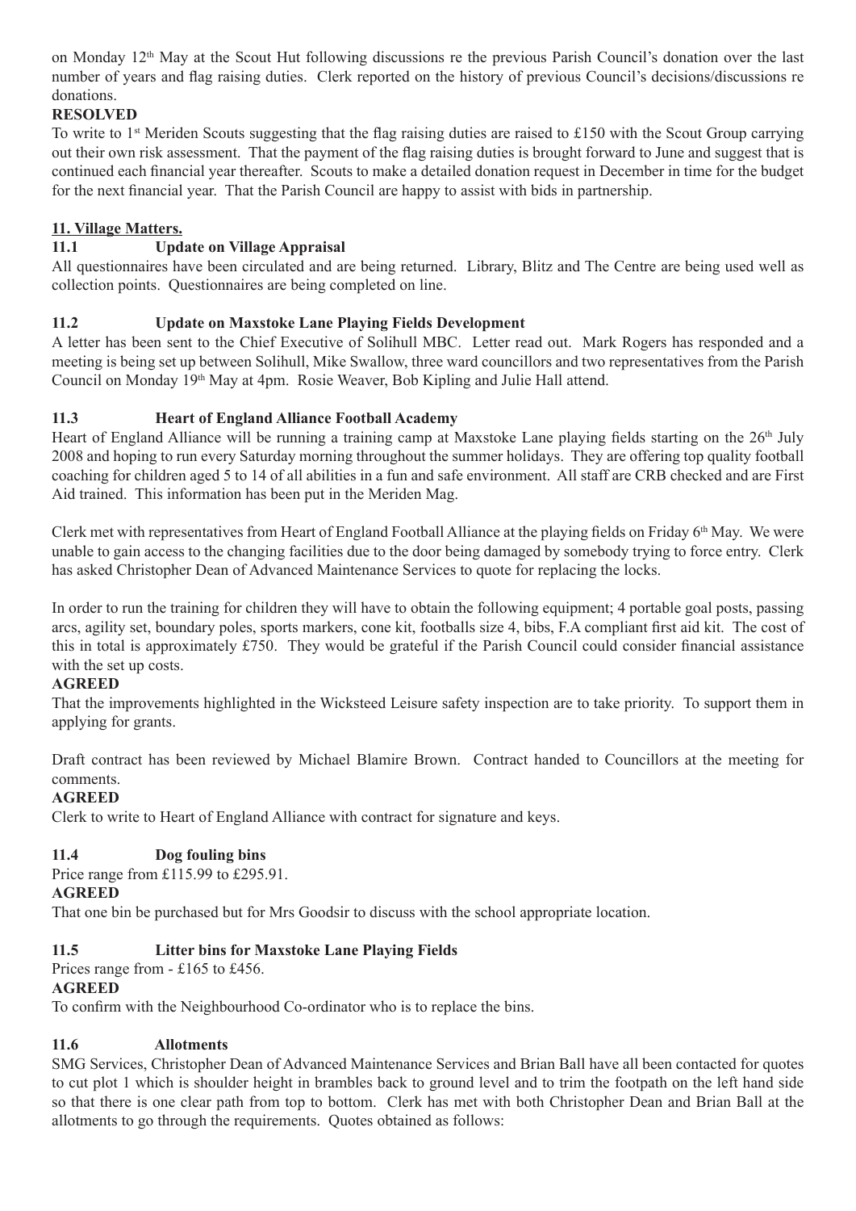on Monday 12th May at the Scout Hut following discussions re the previous Parish Council's donation over the last number of years and flag raising duties. Clerk reported on the history of previous Council's decisions/discussions re donations.

**RESOLVED**

To write to 1st Meriden Scouts suggesting that the flag raising duties are raised to £150 with the Scout Group carrying out their own risk assessment. That the payment of the flag raising duties is brought forward to June and suggest that is continued each financial year thereafter. Scouts to make a detailed donation request in December in time for the budget for the next financial year. That the Parish Council are happy to assist with bids in partnership.

## 11. Village Matters.

### 11.1 Update on Village Appraisal

All questionnaires have been circulated and are being returned. Library, Blitz and The Centre are being used well as collection points. Questionnaires are being completed on line.

### 11.2 Update on Maxstoke Lane Playing Fields Development

A letter has been sent to the Chief Executive of Solihull MBC. Letter read out. Mark Rogers has responded and a meeting is being set up between Solihull, Mike Swallow, three ward councillors and two representatives from the Parish Council on Monday 19th May at 4pm. Rosie Weaver, Bob Kipling and Julie Hall attend.

### 11.3 Heart of England Alliance Football Academy

Heart of England Alliance will be running a training camp at Maxstoke Lane playing fields starting on the 26th July 2008 and hoping to run every Saturday morning throughout the summer holidays. They are offering top quality football coaching for children aged 5 to 14 of all abilities in a fun and safe environment. All staff are CRB checked and are First Aid trained. This information has been put in the Meriden Mag.

Clerk met with representatives from Heart of England Football Alliance at the playing fields on Friday 6th May. We were unable to gain access to the changing facilities due to the door being damaged by somebody trying to force entry. Clerk has asked Christopher Dean of Advanced Maintenance Services to quote for replacing the locks.

In order to run the training for children they will have to obtain the following equipment; 4 portable goal posts, passing arcs, agility set, boundary poles, sports markers, cone kit, footballs size 4, bibs, F.A compliant first aid kit. The cost of this in total is approximately £750. They would be grateful if the Parish Council could consider financial assistance with the set up costs.

**AGREED**

That the improvements highlighted in the Wicksteed Leisure safety inspection are to take priority. To support them in applying for grants.

Draft contract has been reviewed by Michael Blamire Brown. Contract handed to Councillors at the meeting for comments.

**AGREED**

Clerk to write to Heart of England Alliance with contract for signature and keys.

### 11.4 Dog fouling bins

Price range from £115.99 to £295.91.

**AGREED**

That one bin be purchased but for Mrs Goodsir to discuss with the school appropriate location.

### 11.5 Litter bins for Maxstoke Lane Playing Fields

Prices range from - £165 to £456.

**AGREED**

To confirm with the Neighbourhood Co-ordinator who is to replace the bins.

### 11.6 Allotments

SMG Services, Christopher Dean of Advanced Maintenance Services and Brian Ball have all been contacted for quotes to cut plot 1 which is shoulder height in brambles back to ground level and to trim the footpath on the left hand side so that there is one clear path from top to bottom. Clerk has met with both Christopher Dean and Brian Ball at the allotments to go through the requirements. Quotes obtained as follows: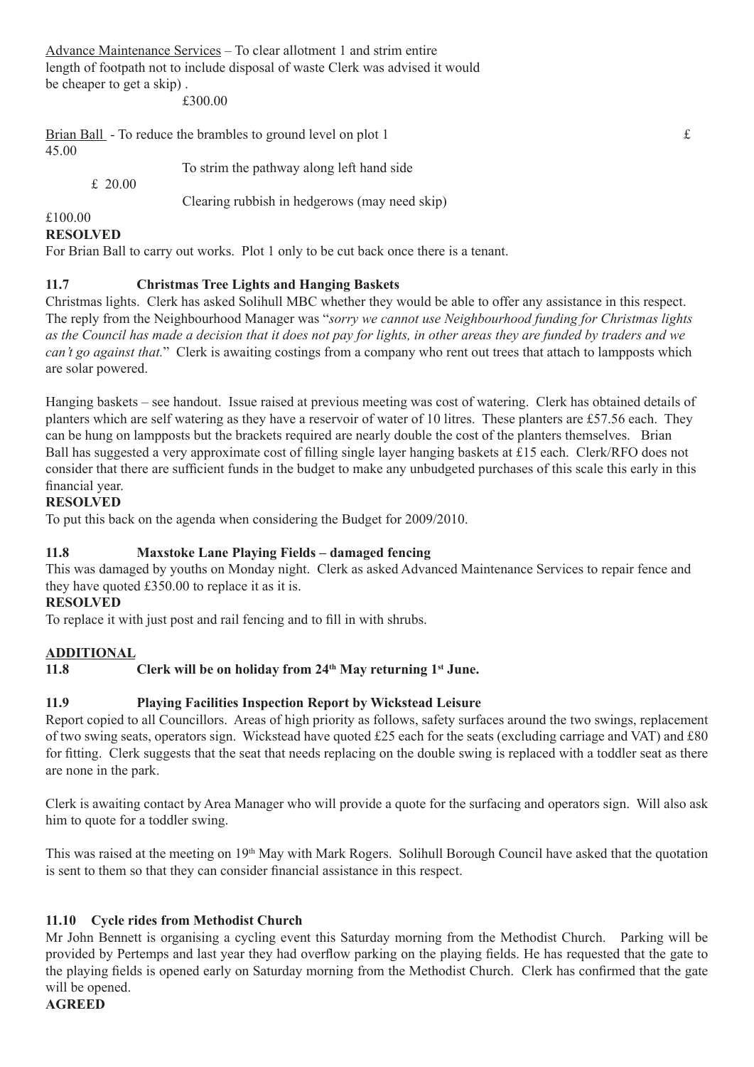Advance Maintenance Services – To clear allotment 1 and strim entire length of footpath not to include disposal of waste Clerk was advised it would be cheaper to get a skip) .
£300.00

Brian Ball - To reduce the brambles to ground level on plot 1 £ 45.00

To strim the pathway along left hand side £ 20.00

Clearing rubbish in hedgerows (may need skip) £100.00

**RESOLVED**

For Brian Ball to carry out works. Plot 1 only to be cut back once there is a tenant.

### 11.7 Christmas Tree Lights and Hanging Baskets

Christmas lights. Clerk has asked Solihull MBC whether they would be able to offer any assistance in this respect. The reply from the Neighbourhood Manager was "*sorry we cannot use Neighbourhood funding for Christmas lights as the Council has made a decision that it does not pay for lights, in other areas they are funded by traders and we can't go against that.*" Clerk is awaiting costings from a company who rent out trees that attach to lampposts which are solar powered.

Hanging baskets – see handout. Issue raised at previous meeting was cost of watering. Clerk has obtained details of planters which are self watering as they have a reservoir of water of 10 litres. These planters are £57.56 each. They can be hung on lampposts but the brackets required are nearly double the cost of the planters themselves. Brian Ball has suggested a very approximate cost of filling single layer hanging baskets at £15 each. Clerk/RFO does not consider that there are sufficient funds in the budget to make any unbudgeted purchases of this scale this early in this financial year.

**RESOLVED**

To put this back on the agenda when considering the Budget for 2009/2010.

### 11.8 Maxstoke Lane Playing Fields – damaged fencing

This was damaged by youths on Monday night. Clerk as asked Advanced Maintenance Services to repair fence and they have quoted £350.00 to replace it as it is.

**RESOLVED**

To replace it with just post and rail fencing and to fill in with shrubs.

**ADDITIONAL**

### 11.8 Clerk will be on holiday from 24th May returning 1st June.

### 11.9 Playing Facilities Inspection Report by Wickstead Leisure

Report copied to all Councillors. Areas of high priority as follows, safety surfaces around the two swings, replacement of two swing seats, operators sign. Wickstead have quoted £25 each for the seats (excluding carriage and VAT) and £80 for fitting. Clerk suggests that the seat that needs replacing on the double swing is replaced with a toddler seat as there are none in the park.

Clerk is awaiting contact by Area Manager who will provide a quote for the surfacing and operators sign. Will also ask him to quote for a toddler swing.

This was raised at the meeting on 19th May with Mark Rogers. Solihull Borough Council have asked that the quotation is sent to them so that they can consider financial assistance in this respect.

### 11.10 Cycle rides from Methodist Church

Mr John Bennett is organising a cycling event this Saturday morning from the Methodist Church. Parking will be provided by Pertemps and last year they had overflow parking on the playing fields. He has requested that the gate to the playing fields is opened early on Saturday morning from the Methodist Church. Clerk has confirmed that the gate will be opened.

**AGREED**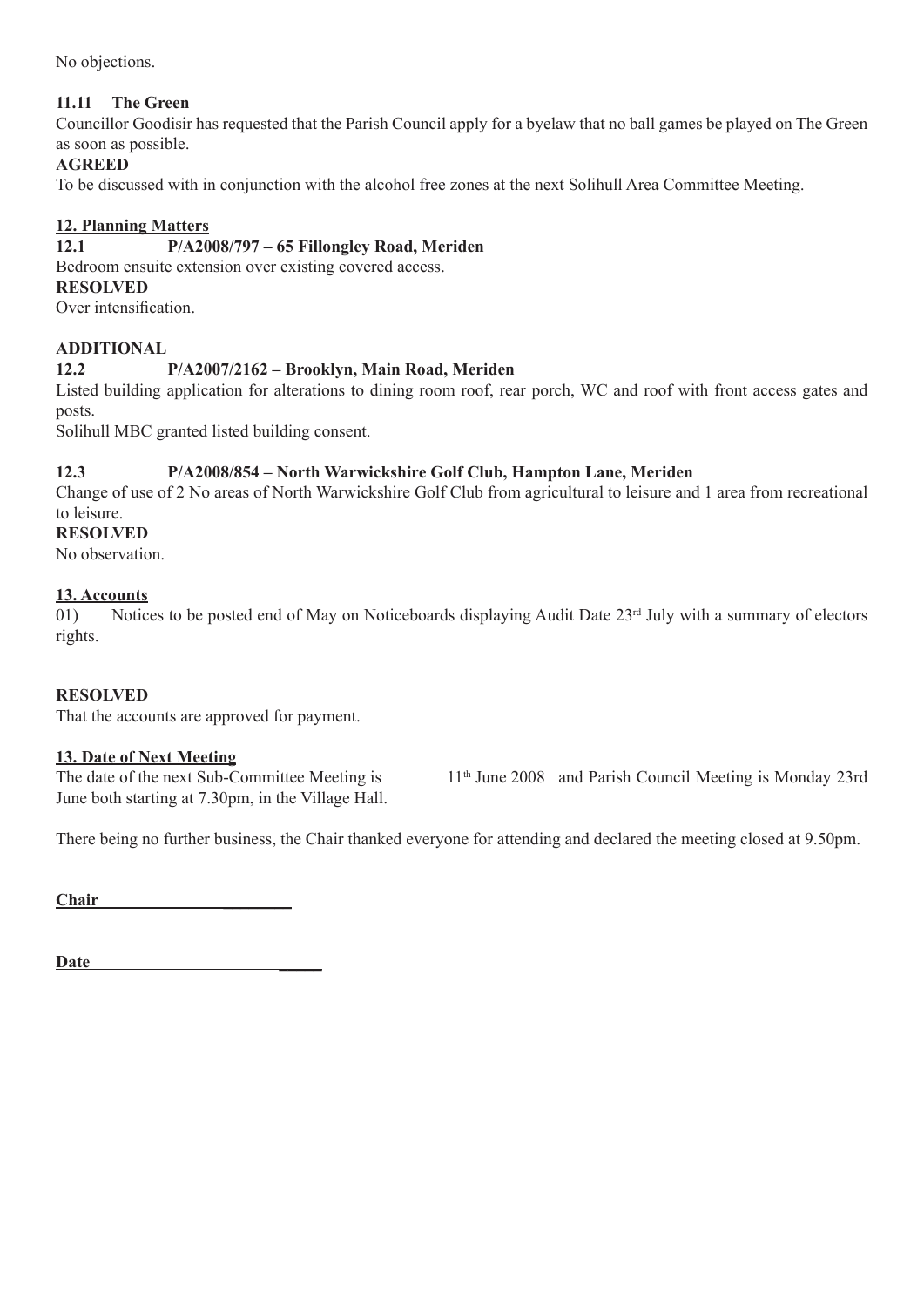No objections.

**11.11 The Green**

Councillor Goodisir has requested that the Parish Council apply for a byelaw that no ball games be played on The Green as soon as possible.

**AGREED**

To be discussed with in conjunction with the alcohol free zones at the next Solihull Area Committee Meeting.

**12. Planning Matters**

**12.1 P/A2008/797 – 65 Fillongley Road, Meriden**

Bedroom ensuite extension over existing covered access.

**RESOLVED**

Over intensification.

**ADDITIONAL**

**12.2 P/A2007/2162 – Brooklyn, Main Road, Meriden**

Listed building application for alterations to dining room roof, rear porch, WC and roof with front access gates and posts.

Solihull MBC granted listed building consent.

**12.3 P/A2008/854 – North Warwickshire Golf Club, Hampton Lane, Meriden**

Change of use of 2 No areas of North Warwickshire Golf Club from agricultural to leisure and 1 area from recreational to leisure.

**RESOLVED**

No observation.

**13. Accounts**

01) Notices to be posted end of May on Noticeboards displaying Audit Date 23rd July with a summary of electors rights.

**RESOLVED**

That the accounts are approved for payment.

**13. Date of Next Meeting**

The date of the next Sub-Committee Meeting is 11th June 2008 and Parish Council Meeting is Monday 23rd June both starting at 7.30pm, in the Village Hall.

There being no further business, the Chair thanked everyone for attending and declared the meeting closed at 9.50pm.

**Chair________________________**

**Date__________________________**